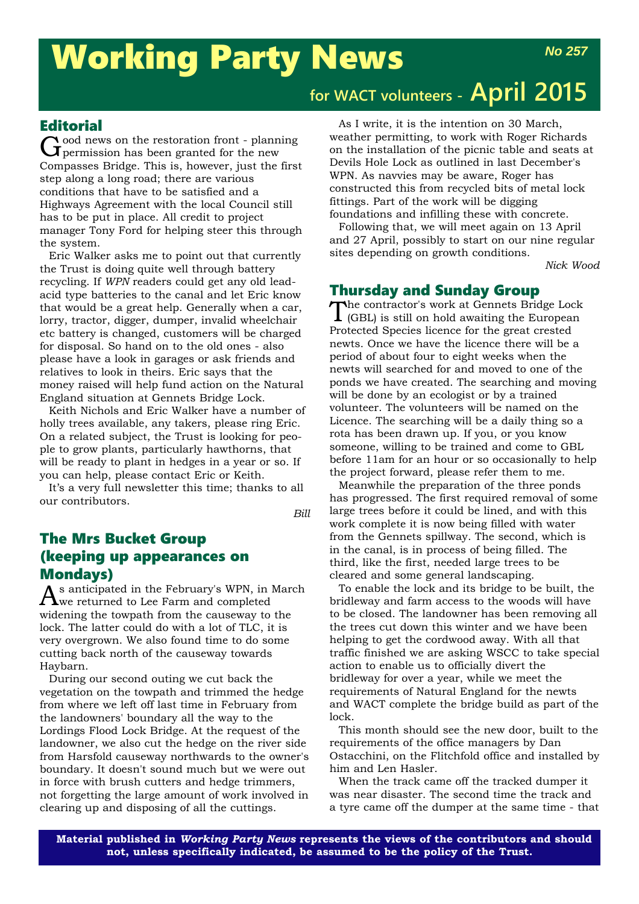# Working Party News

*No 257*

for WACT volunteers - April 2015

## Editorial

Good news on the restoration front - planning permission has been granted for the new Compasses Bridge. This is, however, just the first step along a long road; there are various conditions that have to be satisfied and a Highways Agreement with the local Council still has to be put in place. All credit to project manager Tony Ford for helping steer this through the system.

Eric Walker asks me to point out that currently the Trust is doing quite well through battery recycling. If *WPN* readers could get any old lead-acid type batteries to the canal and let Eric know that would be a great help. Generally when a car, lorry, tractor, digger, dumper, invalid wheelchair etc battery is changed, customers will be charged for disposal. So hand on to the old ones - also please have a look in garages or ask friends and relatives to look in theirs. Eric says that the money raised will help fund action on the Natural England situation at Gennets Bridge Lock.

Keith Nichols and Eric Walker have a number of holly trees available, any takers, please ring Eric. On a related subject, the Trust is looking for people to grow plants, particularly hawthorns, that will be ready to plant in hedges in a year or so. If you can help, please contact Eric or Keith.

It's a very full newsletter this time; thanks to all our contributors.

*Bill*

## The Mrs Bucket Group (keeping up appearances on Mondays)

As anticipated in the February's WPN, in March we returned to Lee Farm and completed widening the towpath from the causeway to the lock. The latter could do with a lot of TLC, it is very overgrown. We also found time to do some cutting back north of the causeway towards Haybarn.

During our second outing we cut back the vegetation on the towpath and trimmed the hedge from where we left off last time in February from the landowners' boundary all the way to the Lordings Flood Lock Bridge. At the request of the landowner, we also cut the hedge on the river side from Harsfold causeway northwards to the owner's boundary. It doesn't sound much but we were out in force with brush cutters and hedge trimmers, not forgetting the large amount of work involved in clearing up and disposing of all the cuttings.

As I write, it is the intention on 30 March, weather permitting, to work with Roger Richards on the installation of the picnic table and seats at Devils Hole Lock as outlined in last December's WPN. As navvies may be aware, Roger has constructed this from recycled bits of metal lock fittings. Part of the work will be digging foundations and infilling these with concrete.

Following that, we will meet again on 13 April and 27 April, possibly to start on our nine regular sites depending on growth conditions.

*Nick Wood*

## Thursday and Sunday Group

The contractor's work at Gennets Bridge Lock (GBL) is still on hold awaiting the European Protected Species licence for the great crested newts. Once we have the licence there will be a period of about four to eight weeks when the newts will searched for and moved to one of the ponds we have created. The searching and moving will be done by an ecologist or by a trained volunteer. The volunteers will be named on the Licence. The searching will be a daily thing so a rota has been drawn up. If you, or you know someone, willing to be trained and come to GBL before 11am for an hour or so occasionally to help the project forward, please refer them to me.

Meanwhile the preparation of the three ponds has progressed. The first required removal of some large trees before it could be lined, and with this work complete it is now being filled with water from the Gennets spillway. The second, which is in the canal, is in process of being filled. The third, like the first, needed large trees to be cleared and some general landscaping.

To enable the lock and its bridge to be built, the bridleway and farm access to the woods will have to be closed. The landowner has been removing all the trees cut down this winter and we have been helping to get the cordwood away. With all that traffic finished we are asking WSCC to take special action to enable us to officially divert the bridleway for over a year, while we meet the requirements of Natural England for the newts and WACT complete the bridge build as part of the lock.

This month should see the new door, built to the requirements of the office managers by Dan Ostacchini, on the Flitchfold office and installed by him and Len Hasler.

When the track came off the tracked dumper it was near disaster. The second time the track and a tyre came off the dumper at the same time - that

**Material published in *Working Party News* represents the views of the contributors and should not, unless specifically indicated, be assumed to be the policy of the Trust.**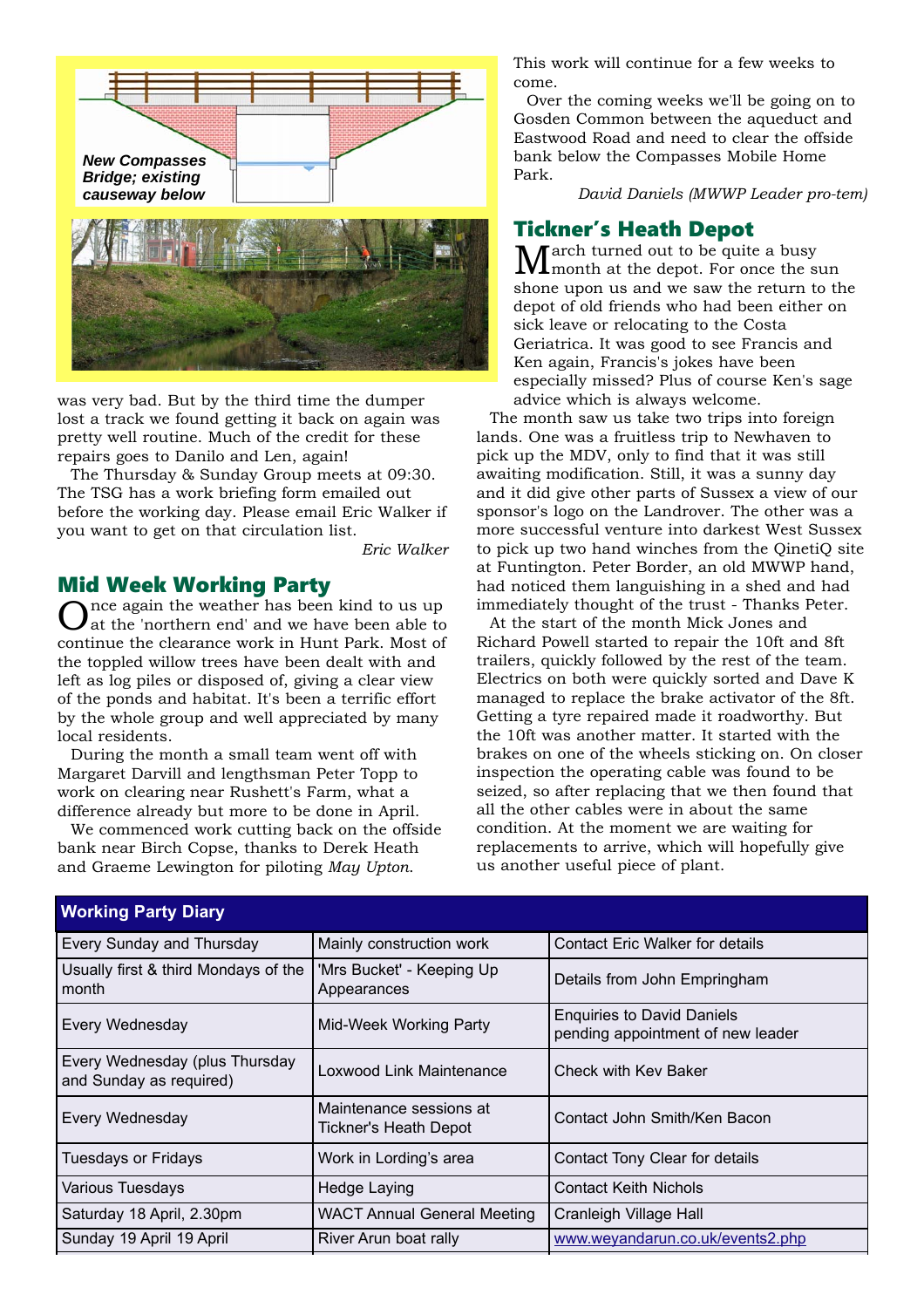New Compasses Bridge; existing causeway below

was very bad. But by the third time the dumper lost a track we found getting it back on again was pretty well routine. Much of the credit for these repairs goes to Danilo and Len, again!

The Thursday & Sunday Group meets at 09:30. The TSG has a work briefing form emailed out before the working day. Please email Eric Walker if you want to get on that circulation list.

*Eric Walker*

## Mid Week Working Party

Once again the weather has been kind to us up at the 'northern end' and we have been able to continue the clearance work in Hunt Park. Most of the toppled willow trees have been dealt with and left as log piles or disposed of, giving a clear view of the ponds and habitat. It's been a terrific effort by the whole group and well appreciated by many local residents.

During the month a small team went off with Margaret Darvill and lengthsman Peter Topp to work on clearing near Rushett's Farm, what a difference already but more to be done in April.

We commenced work cutting back on the offside bank near Birch Copse, thanks to Derek Heath and Graeme Lewington for piloting *May Upton*. This work will continue for a few weeks to come.

Over the coming weeks we'll be going on to Gosden Common between the aqueduct and Eastwood Road and need to clear the offside bank below the Compasses Mobile Home Park.

*David Daniels (MWWP Leader pro-tem)*

## Tickner's Heath Depot

March turned out to be quite a busy month at the depot. For once the sun shone upon us and we saw the return to the depot of old friends who had been either on sick leave or relocating to the Costa Geriatrica. It was good to see Francis and Ken again, Francis's jokes have been especially missed? Plus of course Ken's sage advice which is always welcome.

The month saw us take two trips into foreign lands. One was a fruitless trip to Newhaven to pick up the MDV, only to find that it was still awaiting modification. Still, it was a sunny day and it did give other parts of Sussex a view of our sponsor's logo on the Landrover. The other was a more successful venture into darkest West Sussex to pick up two hand winches from the QinetiQ site at Funtington. Peter Border, an old MWWP hand, had noticed them languishing in a shed and had immediately thought of the trust - Thanks Peter.

At the start of the month Mick Jones and Richard Powell started to repair the 10ft and 8ft trailers, quickly followed by the rest of the team. Electrics on both were quickly sorted and Dave K managed to replace the brake activator of the 8ft. Getting a tyre repaired made it roadworthy. But the 10ft was another matter. It started with the brakes on one of the wheels sticking on. On closer inspection the operating cable was found to be seized, so after replacing that we then found that all the other cables were in about the same condition. At the moment we are waiting for replacements to arrive, which will hopefully give us another useful piece of plant.

| Working Party Diary | | |
|---|---|---|
| Every Sunday and Thursday | Mainly construction work | Contact Eric Walker for details |
| Usually first & third Mondays of the month | 'Mrs Bucket' - Keeping Up Appearances | Details from John Empringham |
| Every Wednesday | Mid-Week Working Party | Enquiries to David Daniels pending appointment of new leader |
| Every Wednesday (plus Thursday and Sunday as required) | Loxwood Link Maintenance | Check with Kev Baker |
| Every Wednesday | Maintenance sessions at Tickner's Heath Depot | Contact John Smith/Ken Bacon |
| Tuesdays or Fridays | Work in Lording's area | Contact Tony Clear for details |
| Various Tuesdays | Hedge Laying | Contact Keith Nichols |
| Saturday 18 April, 2.30pm | WACT Annual General Meeting | Cranleigh Village Hall |
| Sunday 19 April 19 April | River Arun boat rally | www.weyandarun.co.uk/events2.php |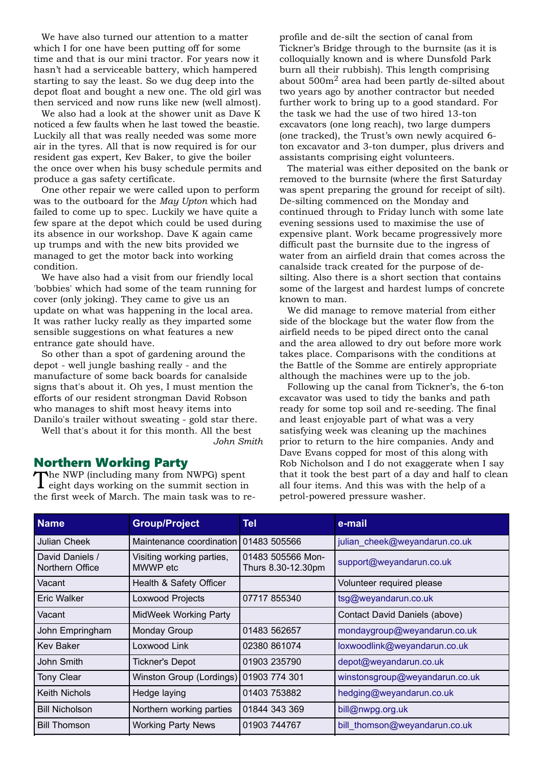We have also turned our attention to a matter which I for one have been putting off for some time and that is our mini tractor. For years now it hasn't had a serviceable battery, which hampered starting to say the least. So we dug deep into the depot float and bought a new one. The old girl was then serviced and now runs like new (well almost).

We also had a look at the shower unit as Dave K noticed a few faults when he last towed the beastie. Luckily all that was really needed was some more air in the tyres. All that is now required is for our resident gas expert, Kev Baker, to give the boiler the once over when his busy schedule permits and produce a gas safety certificate.

One other repair we were called upon to perform was to the outboard for the *May Upton* which had failed to come up to spec. Luckily we have quite a few spare at the depot which could be used during its absence in our workshop. Dave K again came up trumps and with the new bits provided we managed to get the motor back into working condition.

We have also had a visit from our friendly local 'bobbies' which had some of the team running for cover (only joking). They came to give us an update on what was happening in the local area. It was rather lucky really as they imparted some sensible suggestions on what features a new entrance gate should have.

So other than a spot of gardening around the depot - well jungle bashing really - and the manufacture of some back boards for canalside signs that's about it. Oh yes, I must mention the efforts of our resident strongman David Robson who manages to shift most heavy items into Danilo's trailer without sweating - gold star there.

Well that's about it for this month. All the best

*John Smith*

## Northern Working Party

The NWP (including many from NWPG) spent eight days working on the summit section in the first week of March. The main task was to re-profile and de-silt the section of canal from Tickner's Bridge through to the burnsite (as it is colloquially known and is where Dunsfold Park burn all their rubbish). This length comprising about 500m$^2$ area had been partly de-silted about two years ago by another contractor but needed further work to bring up to a good standard. For the task we had the use of two hired 13-ton excavators (one long reach), two large dumpers (one tracked), the Trust's own newly acquired 6-ton excavator and 3-ton dumper, plus drivers and assistants comprising eight volunteers.

The material was either deposited on the bank or removed to the burnsite (where the first Saturday was spent preparing the ground for receipt of silt). De-silting commenced on the Monday and continued through to Friday lunch with some late evening sessions used to maximise the use of expensive plant. Work became progressively more difficult past the burnsite due to the ingress of water from an airfield drain that comes across the canalside track created for the purpose of de-silting. Also there is a short section that contains some of the largest and hardest lumps of concrete known to man.

We did manage to remove material from either side of the blockage but the water flow from the airfield needs to be piped direct onto the canal and the area allowed to dry out before more work takes place. Comparisons with the conditions at the Battle of the Somme are entirely appropriate although the machines were up to the job.

Following up the canal from Tickner's, the 6-ton excavator was used to tidy the banks and path ready for some top soil and re-seeding. The final and least enjoyable part of what was a very satisfying week was cleaning up the machines prior to return to the hire companies. Andy and Dave Evans copped for most of this along with Rob Nicholson and I do not exaggerate when I say that it took the best part of a day and half to clean all four items. And this was with the help of a petrol-powered pressure washer.

| Name | Group/Project | Tel | e-mail |
|---|---|---|---|
| Julian Cheek | Maintenance coordination | 01483 505566 | julian_cheek@weyandarun.co.uk |
| David Daniels / Northern Office | Visiting working parties, MWWP etc | 01483 505566 Mon-Thurs 8.30-12.30pm | support@weyandarun.co.uk |
| Vacant | Health & Safety Officer | | Volunteer required please |
| Eric Walker | Loxwood Projects | 07717 855340 | tsg@weyandarun.co.uk |
| Vacant | MidWeek Working Party | | Contact David Daniels (above) |
| John Empringham | Monday Group | 01483 562657 | mondaygroup@weyandarun.co.uk |
| Kev Baker | Loxwood Link | 02380 861074 | loxwoodlink@weyandarun.co.uk |
| John Smith | Tickner's Depot | 01903 235790 | depot@weyandarun.co.uk |
| Tony Clear | Winston Group (Lordings) | 01903 774 301 | winstonsgroup@weyandarun.co.uk |
| Keith Nichols | Hedge laying | 01403 753882 | hedging@weyandarun.co.uk |
| Bill Nicholson | Northern working parties | 01844 343 369 | bill@nwpg.org.uk |
| Bill Thomson | Working Party News | 01903 744767 | bill_thomson@weyandarun.co.uk |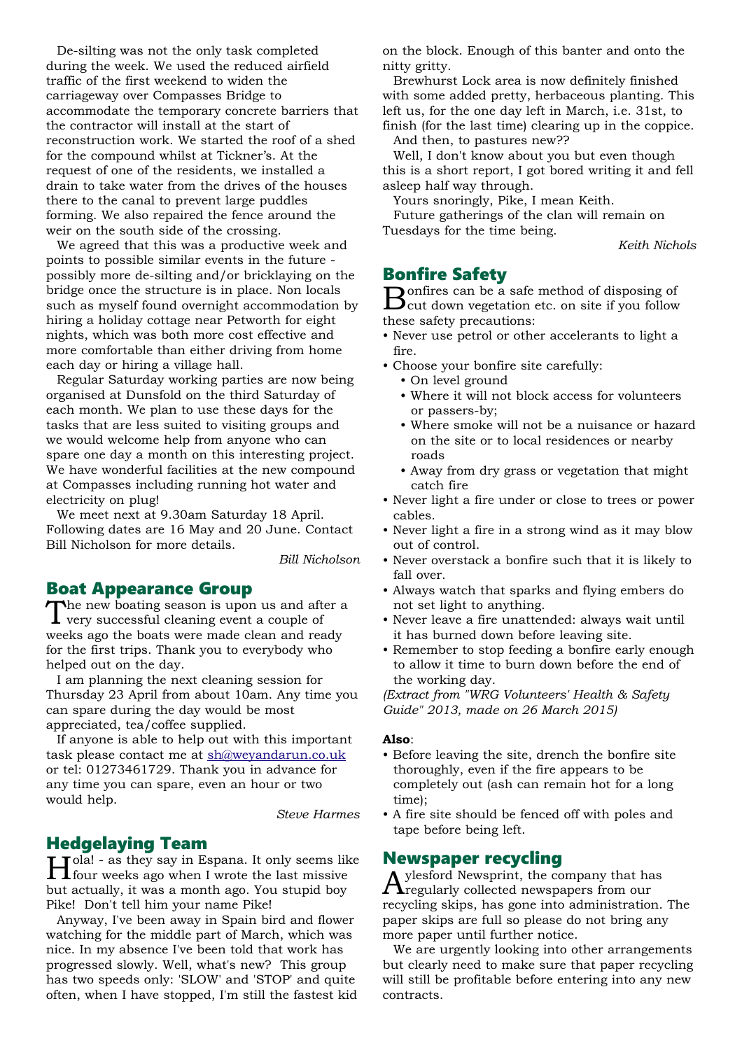De-silting was not the only task completed during the week. We used the reduced airfield traffic of the first weekend to widen the carriageway over Compasses Bridge to accommodate the temporary concrete barriers that the contractor will install at the start of reconstruction work. We started the roof of a shed for the compound whilst at Tickner's. At the request of one of the residents, we installed a drain to take water from the drives of the houses there to the canal to prevent large puddles forming. We also repaired the fence around the weir on the south side of the crossing.

We agreed that this was a productive week and points to possible similar events in the future - possibly more de-silting and/or bricklaying on the bridge once the structure is in place. Non locals such as myself found overnight accommodation by hiring a holiday cottage near Petworth for eight nights, which was both more cost effective and more comfortable than either driving from home each day or hiring a village hall.

Regular Saturday working parties are now being organised at Dunsfold on the third Saturday of each month. We plan to use these days for the tasks that are less suited to visiting groups and we would welcome help from anyone who can spare one day a month on this interesting project. We have wonderful facilities at the new compound at Compasses including running hot water and electricity on plug!

We meet next at 9.30am Saturday 18 April. Following dates are 16 May and 20 June. Contact Bill Nicholson for more details.

*Bill Nicholson*

## Boat Appearance Group

The new boating season is upon us and after a very successful cleaning event a couple of weeks ago the boats were made clean and ready for the first trips. Thank you to everybody who helped out on the day.

I am planning the next cleaning session for Thursday 23 April from about 10am. Any time you can spare during the day would be most appreciated, tea/coffee supplied.

If anyone is able to help out with this important task please contact me at sh@weyandarun.co.uk or tel: 01273461729. Thank you in advance for any time you can spare, even an hour or two would help.

*Steve Harmes*

## Hedgelaying Team

Hola! - as they say in Espana. It only seems like four weeks ago when I wrote the last missive but actually, it was a month ago. You stupid boy Pike! Don't tell him your name Pike!

Anyway, I've been away in Spain bird and flower watching for the middle part of March, which was nice. In my absence I've been told that work has progressed slowly. Well, what's new? This group has two speeds only: 'SLOW' and 'STOP' and quite often, when I have stopped, I'm still the fastest kid on the block. Enough of this banter and onto the nitty gritty.

Brewhurst Lock area is now definitely finished with some added pretty, herbaceous planting. This left us, for the one day left in March, i.e. 31st, to finish (for the last time) clearing up in the coppice.

And then, to pastures new??

Well, I don't know about you but even though this is a short report, I got bored writing it and fell asleep half way through.

Yours snoringly, Pike, I mean Keith.

Future gatherings of the clan will remain on Tuesdays for the time being.

*Keith Nichols*

## Bonfire Safety

Bonfires can be a safe method of disposing of cut down vegetation etc. on site if you follow these safety precautions:

- Never use petrol or other accelerants to light a fire.
- Choose your bonfire site carefully:
  - On level ground
  - Where it will not block access for volunteers or passers-by;
  - Where smoke will not be a nuisance or hazard on the site or to local residences or nearby roads
  - Away from dry grass or vegetation that might catch fire
- Never light a fire under or close to trees or power cables.
- Never light a fire in a strong wind as it may blow out of control.
- Never overstack a bonfire such that it is likely to fall over.
- Always watch that sparks and flying embers do not set light to anything.
- Never leave a fire unattended: always wait until it has burned down before leaving site.
- Remember to stop feeding a bonfire early enough to allow it time to burn down before the end of the working day.

*(Extract from "WRG Volunteers' Health & Safety Guide" 2013, made on 26 March 2015)*

**Also**:

- Before leaving the site, drench the bonfire site thoroughly, even if the fire appears to be completely out (ash can remain hot for a long time);
- A fire site should be fenced off with poles and tape before being left.

## Newspaper recycling

Aylesford Newsprint, the company that has regularly collected newspapers from our recycling skips, has gone into administration. The paper skips are full so please do not bring any more paper until further notice.

We are urgently looking into other arrangements but clearly need to make sure that paper recycling will still be profitable before entering into any new contracts.